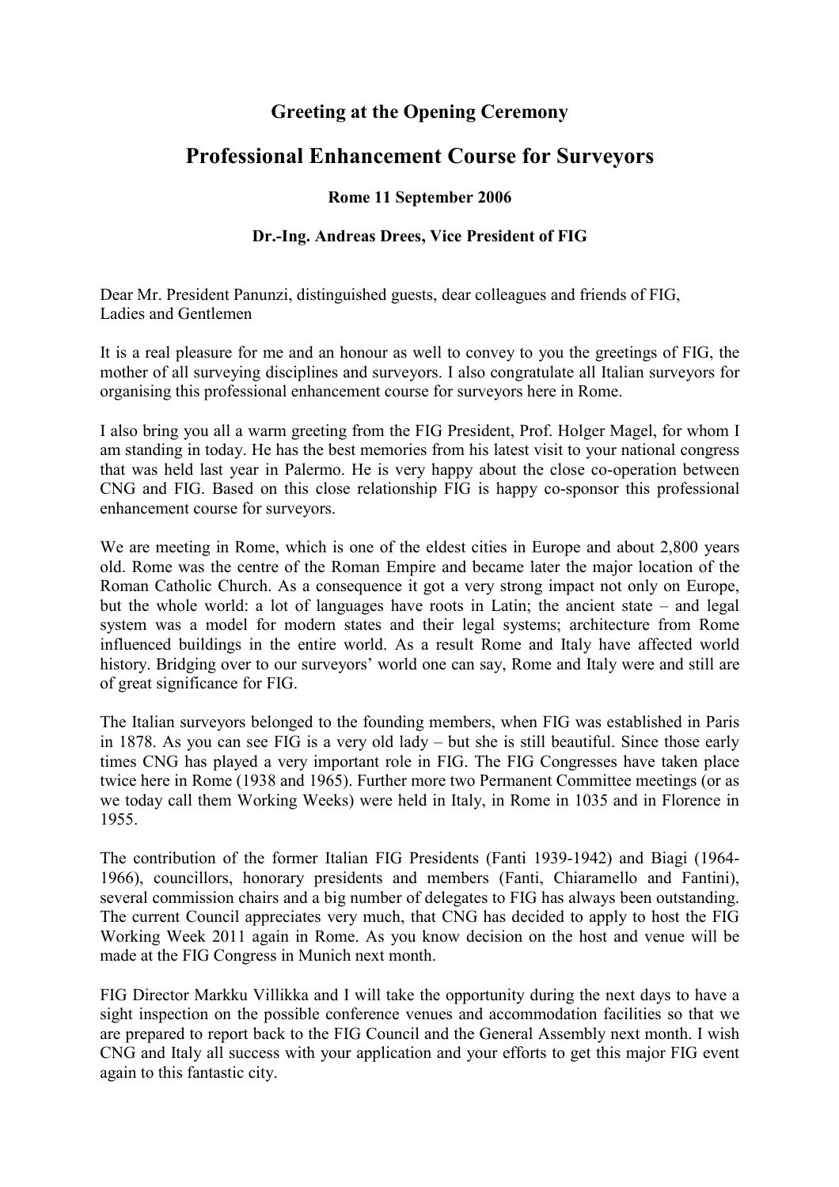# Greeting at the Opening Ceremony

## Professional Enhancement Course for Surveyors

**Rome 11 September 2006**

**Dr.-Ing. Andreas Drees, Vice President of FIG**

Dear Mr. President Panunzi, distinguished guests, dear colleagues and friends of FIG, Ladies and Gentlemen

It is a real pleasure for me and an honour as well to convey to you the greetings of FIG, the mother of all surveying disciplines and surveyors. I also congratulate all Italian surveyors for organising this professional enhancement course for surveyors here in Rome.

I also bring you all a warm greeting from the FIG President, Prof. Holger Magel, for whom I am standing in today. He has the best memories from his latest visit to your national congress that was held last year in Palermo. He is very happy about the close co-operation between CNG and FIG. Based on this close relationship FIG is happy co-sponsor this professional enhancement course for surveyors.

We are meeting in Rome, which is one of the eldest cities in Europe and about 2,800 years old. Rome was the centre of the Roman Empire and became later the major location of the Roman Catholic Church. As a consequence it got a very strong impact not only on Europe, but the whole world: a lot of languages have roots in Latin; the ancient state – and legal system was a model for modern states and their legal systems; architecture from Rome influenced buildings in the entire world. As a result Rome and Italy have affected world history. Bridging over to our surveyors' world one can say, Rome and Italy were and still are of great significance for FIG.

The Italian surveyors belonged to the founding members, when FIG was established in Paris in 1878. As you can see FIG is a very old lady – but she is still beautiful. Since those early times CNG has played a very important role in FIG. The FIG Congresses have taken place twice here in Rome (1938 and 1965). Further more two Permanent Committee meetings (or as we today call them Working Weeks) were held in Italy, in Rome in 1035 and in Florence in 1955.

The contribution of the former Italian FIG Presidents (Fanti 1939-1942) and Biagi (1964-1966), councillors, honorary presidents and members (Fanti, Chiaramello and Fantini), several commission chairs and a big number of delegates to FIG has always been outstanding. The current Council appreciates very much, that CNG has decided to apply to host the FIG Working Week 2011 again in Rome. As you know decision on the host and venue will be made at the FIG Congress in Munich next month.

FIG Director Markku Villikka and I will take the opportunity during the next days to have a sight inspection on the possible conference venues and accommodation facilities so that we are prepared to report back to the FIG Council and the General Assembly next month. I wish CNG and Italy all success with your application and your efforts to get this major FIG event again to this fantastic city.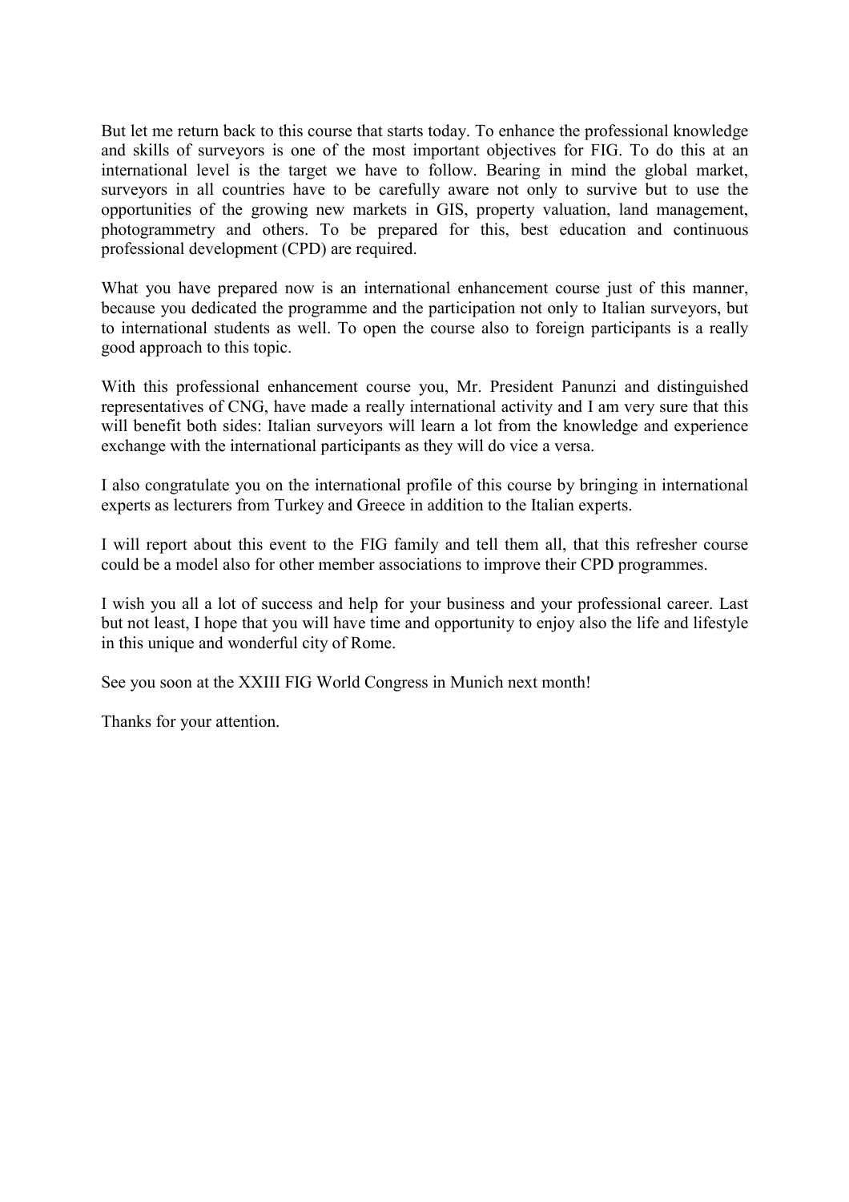But let me return back to this course that starts today. To enhance the professional knowledge and skills of surveyors is one of the most important objectives for FIG. To do this at an international level is the target we have to follow. Bearing in mind the global market, surveyors in all countries have to be carefully aware not only to survive but to use the opportunities of the growing new markets in GIS, property valuation, land management, photogrammetry and others. To be prepared for this, best education and continuous professional development (CPD) are required.

What you have prepared now is an international enhancement course just of this manner, because you dedicated the programme and the participation not only to Italian surveyors, but to international students as well. To open the course also to foreign participants is a really good approach to this topic.

With this professional enhancement course you, Mr. President Panunzi and distinguished representatives of CNG, have made a really international activity and I am very sure that this will benefit both sides: Italian surveyors will learn a lot from the knowledge and experience exchange with the international participants as they will do vice a versa.

I also congratulate you on the international profile of this course by bringing in international experts as lecturers from Turkey and Greece in addition to the Italian experts.

I will report about this event to the FIG family and tell them all, that this refresher course could be a model also for other member associations to improve their CPD programmes.

I wish you all a lot of success and help for your business and your professional career. Last but not least, I hope that you will have time and opportunity to enjoy also the life and lifestyle in this unique and wonderful city of Rome.

See you soon at the XXIII FIG World Congress in Munich next month!

Thanks for your attention.